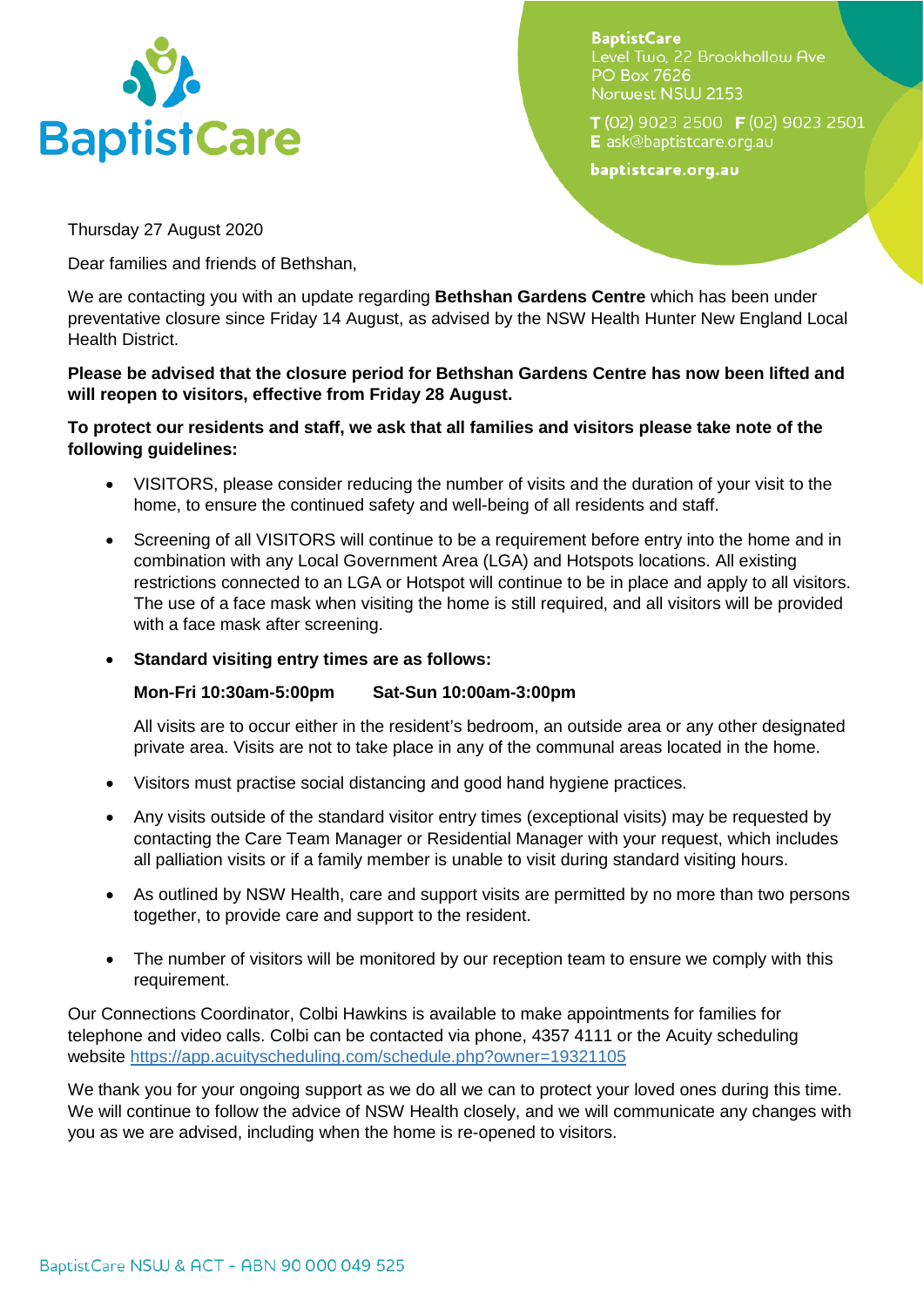BaptistCare

**BaptistCare**
Level Two, 22 Brookhollow Ave
PO Box 7626
Norwest NSW 2153

T (02) 9023 2500 F (02) 9023 2501
E ask@baptistcare.org.au

**baptistcare.org.au**

Thursday 27 August 2020

Dear families and friends of Bethshan,

We are contacting you with an update regarding **Bethshan Gardens Centre** which has been under preventative closure since Friday 14 August, as advised by the NSW Health Hunter New England Local Health District.

**Please be advised that the closure period for Bethshan Gardens Centre has now been lifted and will reopen to visitors, effective from Friday 28 August.**

**To protect our residents and staff, we ask that all families and visitors please take note of the following guidelines:**

- VISITORS, please consider reducing the number of visits and the duration of your visit to the home, to ensure the continued safety and well-being of all residents and staff.
- Screening of all VISITORS will continue to be a requirement before entry into the home and in combination with any Local Government Area (LGA) and Hotspots locations. All existing restrictions connected to an LGA or Hotspot will continue to be in place and apply to all visitors. The use of a face mask when visiting the home is still required, and all visitors will be provided with a face mask after screening.
- **Standard visiting entry times are as follows:**

  **Mon-Fri 10:30am-5:00pm Sat-Sun 10:00am-3:00pm**

  All visits are to occur either in the resident's bedroom, an outside area or any other designated private area. Visits are not to take place in any of the communal areas located in the home.
- Visitors must practise social distancing and good hand hygiene practices.
- Any visits outside of the standard visitor entry times (exceptional visits) may be requested by contacting the Care Team Manager or Residential Manager with your request, which includes all palliation visits or if a family member is unable to visit during standard visiting hours.
- As outlined by NSW Health, care and support visits are permitted by no more than two persons together, to provide care and support to the resident.
- The number of visitors will be monitored by our reception team to ensure we comply with this requirement.

Our Connections Coordinator, Colbi Hawkins is available to make appointments for families for telephone and video calls. Colbi can be contacted via phone, 4357 4111 or the Acuity scheduling website https://app.acuityscheduling.com/schedule.php?owner=19321105

We thank you for your ongoing support as we do all we can to protect your loved ones during this time. We will continue to follow the advice of NSW Health closely, and we will communicate any changes with you as we are advised, including when the home is re-opened to visitors.

BaptistCare NSW & ACT - ABN 90 000 049 525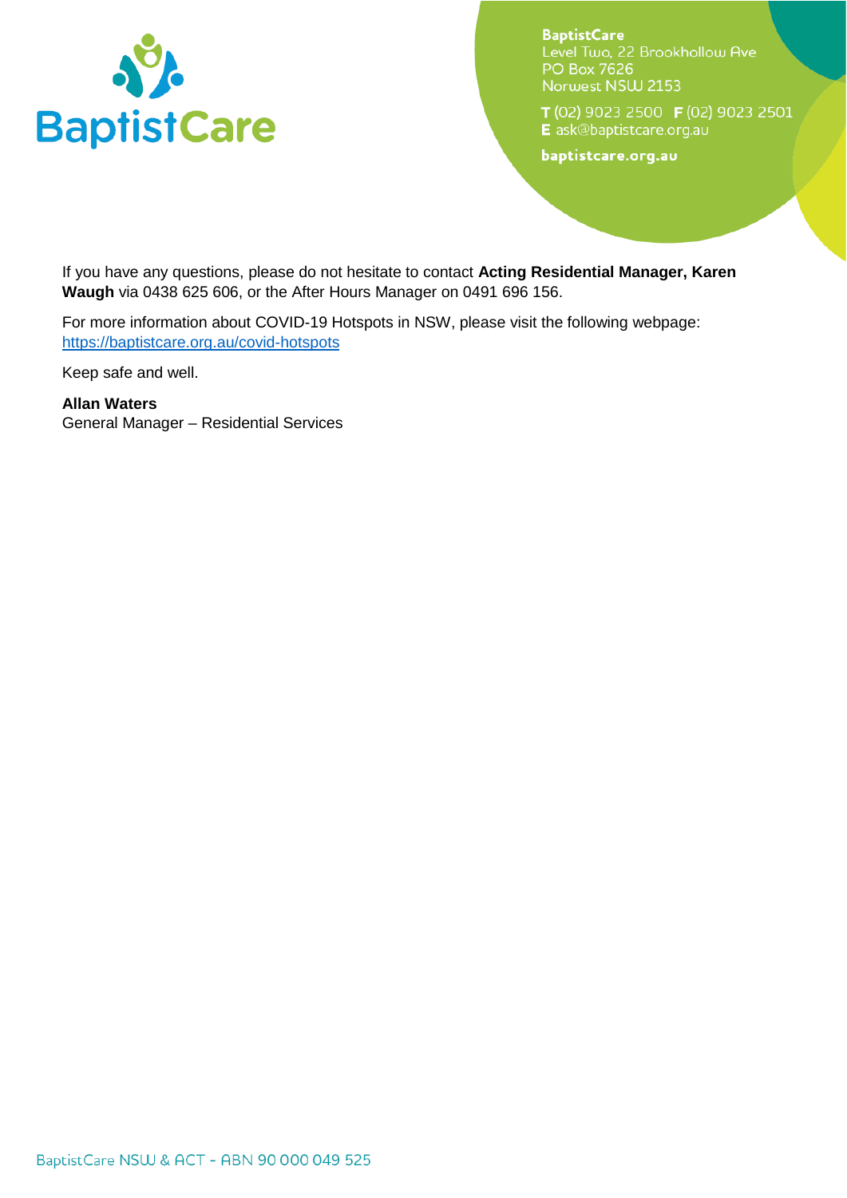If you have any questions, please do not hesitate to contact **Acting Residential Manager, Karen Waugh** via 0438 625 606, or the After Hours Manager on 0491 696 156.

For more information about COVID-19 Hotspots in NSW, please visit the following webpage: https://baptistcare.org.au/covid-hotspots

Keep safe and well.

**Allan Waters**
General Manager – Residential Services